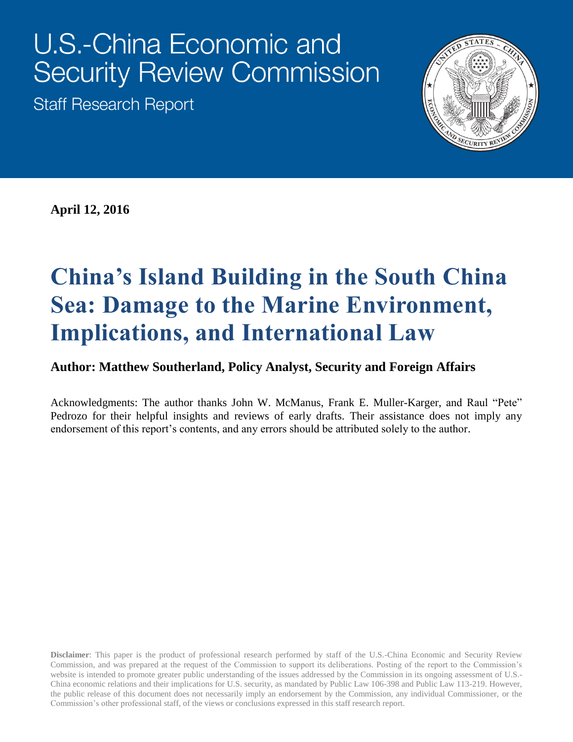# U.S.-China Economic and Security Review Commission

Staff Research Report

**April 12, 2016**

# China's Island Building in the South China Sea: Damage to the Marine Environment, Implications, and International Law

**Author: Matthew Southerland, Policy Analyst, Security and Foreign Affairs**

Acknowledgments: The author thanks John W. McManus, Frank E. Muller-Karger, and Raul "Pete" Pedrozo for their helpful insights and reviews of early drafts. Their assistance does not imply any endorsement of this report's contents, and any errors should be attributed solely to the author.

**Disclaimer**: This paper is the product of professional research performed by staff of the U.S.-China Economic and Security Review Commission, and was prepared at the request of the Commission to support its deliberations. Posting of the report to the Commission's website is intended to promote greater public understanding of the issues addressed by the Commission in its ongoing assessment of U.S.-China economic relations and their implications for U.S. security, as mandated by Public Law 106-398 and Public Law 113-219. However, the public release of this document does not necessarily imply an endorsement by the Commission, any individual Commissioner, or the Commission's other professional staff, of the views or conclusions expressed in this staff research report.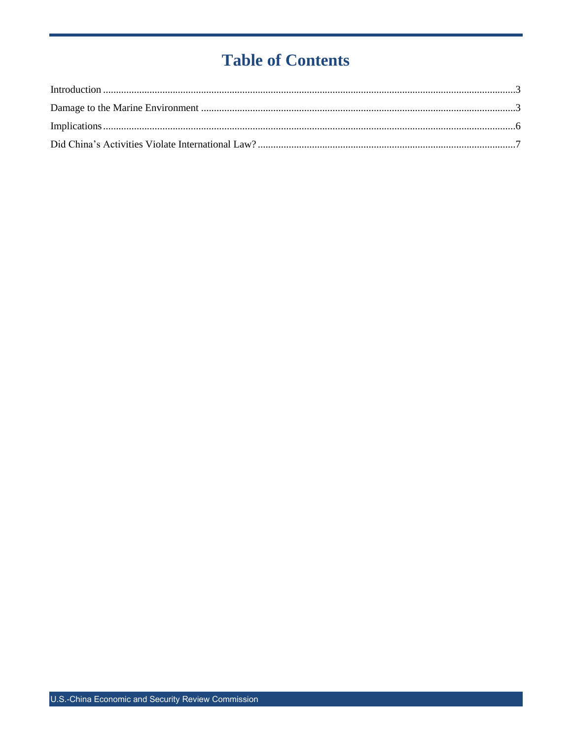# Table of Contents

Introduction ..... 3

Damage to the Marine Environment ..... 3

Implications ..... 6

Did China's Activities Violate International Law? ..... 7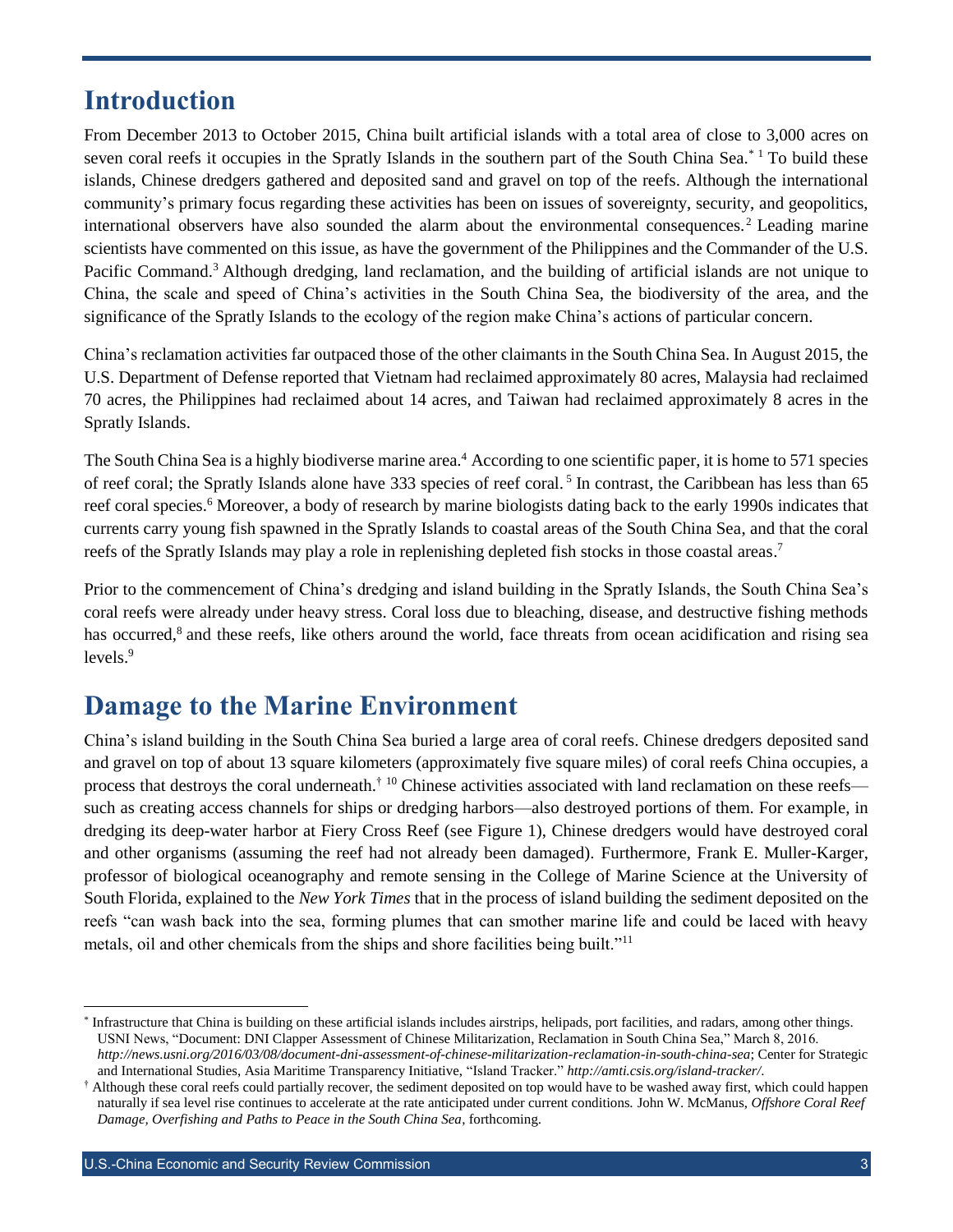## Introduction

From December 2013 to October 2015, China built artificial islands with a total area of close to 3,000 acres on seven coral reefs it occupies in the Spratly Islands in the southern part of the South China Sea.[*][1] To build these islands, Chinese dredgers gathered and deposited sand and gravel on top of the reefs. Although the international community's primary focus regarding these activities has been on issues of sovereignty, security, and geopolitics, international observers have also sounded the alarm about the environmental consequences.[2] Leading marine scientists have commented on this issue, as have the government of the Philippines and the Commander of the U.S. Pacific Command.[3] Although dredging, land reclamation, and the building of artificial islands are not unique to China, the scale and speed of China's activities in the South China Sea, the biodiversity of the area, and the significance of the Spratly Islands to the ecology of the region make China's actions of particular concern.

China's reclamation activities far outpaced those of the other claimants in the South China Sea. In August 2015, the U.S. Department of Defense reported that Vietnam had reclaimed approximately 80 acres, Malaysia had reclaimed 70 acres, the Philippines had reclaimed about 14 acres, and Taiwan had reclaimed approximately 8 acres in the Spratly Islands.

The South China Sea is a highly biodiverse marine area.[4] According to one scientific paper, it is home to 571 species of reef coral; the Spratly Islands alone have 333 species of reef coral.[5] In contrast, the Caribbean has less than 65 reef coral species.[6] Moreover, a body of research by marine biologists dating back to the early 1990s indicates that currents carry young fish spawned in the Spratly Islands to coastal areas of the South China Sea, and that the coral reefs of the Spratly Islands may play a role in replenishing depleted fish stocks in those coastal areas.[7]

Prior to the commencement of China's dredging and island building in the Spratly Islands, the South China Sea's coral reefs were already under heavy stress. Coral loss due to bleaching, disease, and destructive fishing methods has occurred,[8] and these reefs, like others around the world, face threats from ocean acidification and rising sea levels.[9]

## Damage to the Marine Environment

China's island building in the South China Sea buried a large area of coral reefs. Chinese dredgers deposited sand and gravel on top of about 13 square kilometers (approximately five square miles) of coral reefs China occupies, a process that destroys the coral underneath.[†][10] Chinese activities associated with land reclamation on these reefs—such as creating access channels for ships or dredging harbors—also destroyed portions of them. For example, in dredging its deep-water harbor at Fiery Cross Reef (see Figure 1), Chinese dredgers would have destroyed coral and other organisms (assuming the reef had not already been damaged). Furthermore, Frank E. Muller-Karger, professor of biological oceanography and remote sensing in the College of Marine Science at the University of South Florida, explained to the *New York Times* that in the process of island building the sediment deposited on the reefs "can wash back into the sea, forming plumes that can smother marine life and could be laced with heavy metals, oil and other chemicals from the ships and shore facilities being built."[11]

---

[*] Infrastructure that China is building on these artificial islands includes airstrips, helipads, port facilities, and radars, among other things. USNI News, "Document: DNI Clapper Assessment of Chinese Militarization, Reclamation in South China Sea," March 8, 2016. *http://news.usni.org/2016/03/08/document-dni-assessment-of-chinese-militarization-reclamation-in-south-china-sea*; Center for Strategic and International Studies, Asia Maritime Transparency Initiative, "Island Tracker." *http://amti.csis.org/island-tracker/*.

[†] Although these coral reefs could partially recover, the sediment deposited on top would have to be washed away first, which could happen naturally if sea level rise continues to accelerate at the rate anticipated under current conditions. John W. McManus, *Offshore Coral Reef Damage, Overfishing and Paths to Peace in the South China Sea*, forthcoming.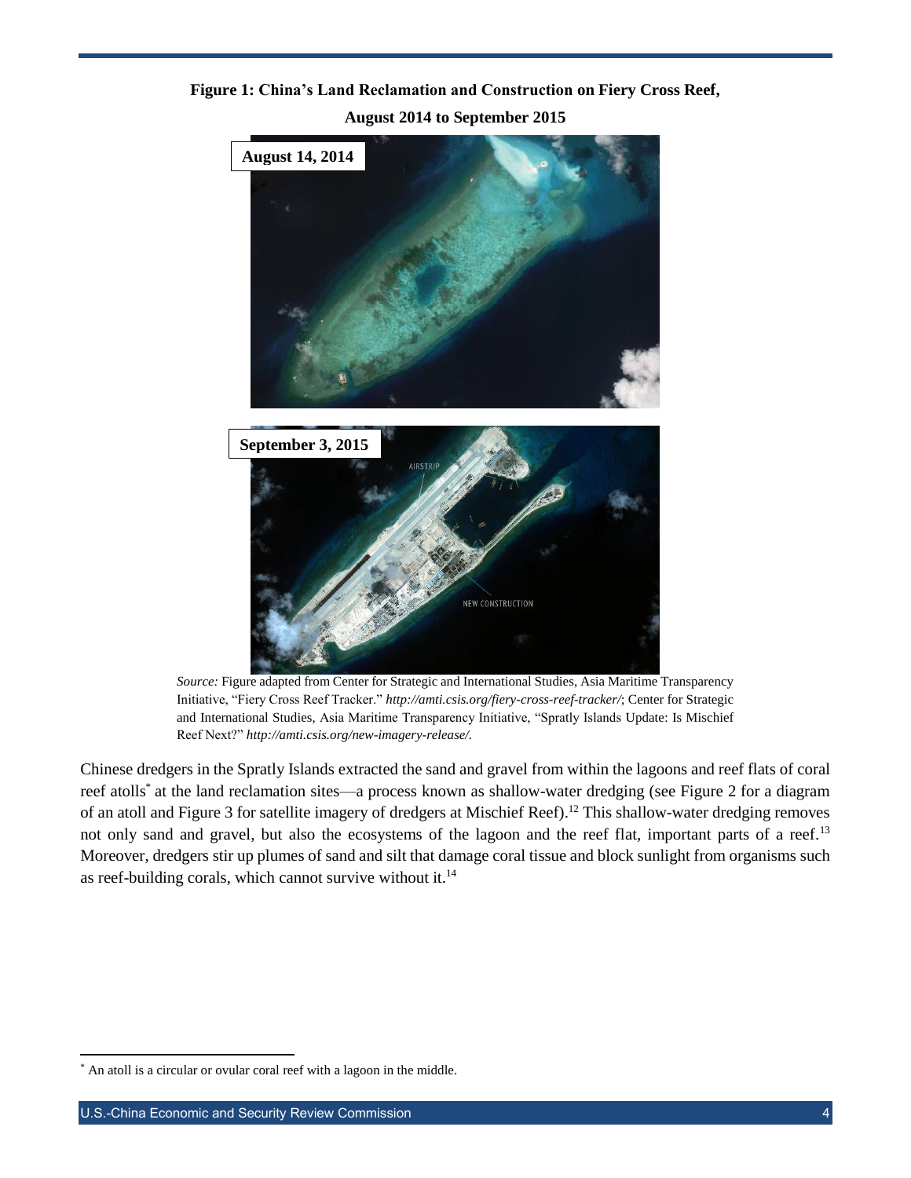**Figure 1: China's Land Reclamation and Construction on Fiery Cross Reef, August 2014 to September 2015**

*Source:* Figure adapted from Center for Strategic and International Studies, Asia Maritime Transparency Initiative, "Fiery Cross Reef Tracker." *http://amti.csis.org/fiery-cross-reef-tracker/*; Center for Strategic and International Studies, Asia Maritime Transparency Initiative, "Spratly Islands Update: Is Mischief Reef Next?" *http://amti.csis.org/new-imagery-release/.*

Chinese dredgers in the Spratly Islands extracted the sand and gravel from within the lagoons and reef flats of coral reef atolls* at the land reclamation sites—a process known as shallow-water dredging (see Figure 2 for a diagram of an atoll and Figure 3 for satellite imagery of dredgers at Mischief Reef).[12] This shallow-water dredging removes not only sand and gravel, but also the ecosystems of the lagoon and the reef flat, important parts of a reef.[13] Moreover, dredgers stir up plumes of sand and silt that damage coral tissue and block sunlight from organisms such as reef-building corals, which cannot survive without it.[14]

* An atoll is a circular or ovular coral reef with a lagoon in the middle.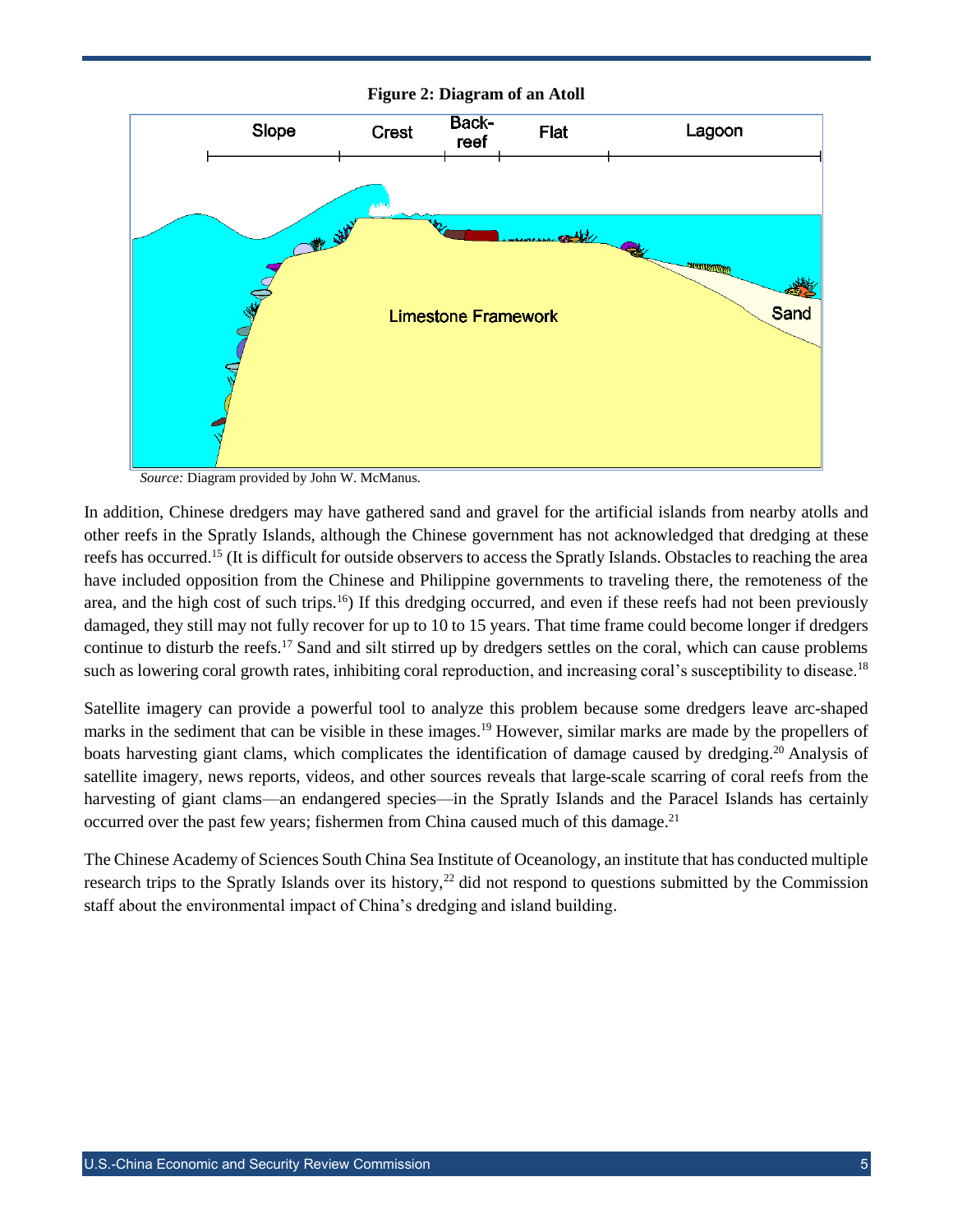**Figure 2: Diagram of an Atoll**

*Source:* Diagram provided by John W. McManus.

In addition, Chinese dredgers may have gathered sand and gravel for the artificial islands from nearby atolls and other reefs in the Spratly Islands, although the Chinese government has not acknowledged that dredging at these reefs has occurred.[15] (It is difficult for outside observers to access the Spratly Islands. Obstacles to reaching the area have included opposition from the Chinese and Philippine governments to traveling there, the remoteness of the area, and the high cost of such trips.[16]) If this dredging occurred, and even if these reefs had not been previously damaged, they still may not fully recover for up to 10 to 15 years. That time frame could become longer if dredgers continue to disturb the reefs.[17] Sand and silt stirred up by dredgers settles on the coral, which can cause problems such as lowering coral growth rates, inhibiting coral reproduction, and increasing coral's susceptibility to disease.[18]

Satellite imagery can provide a powerful tool to analyze this problem because some dredgers leave arc-shaped marks in the sediment that can be visible in these images.[19] However, similar marks are made by the propellers of boats harvesting giant clams, which complicates the identification of damage caused by dredging.[20] Analysis of satellite imagery, news reports, videos, and other sources reveals that large-scale scarring of coral reefs from the harvesting of giant clams—an endangered species—in the Spratly Islands and the Paracel Islands has certainly occurred over the past few years; fishermen from China caused much of this damage.[21]

The Chinese Academy of Sciences South China Sea Institute of Oceanology, an institute that has conducted multiple research trips to the Spratly Islands over its history,[22] did not respond to questions submitted by the Commission staff about the environmental impact of China's dredging and island building.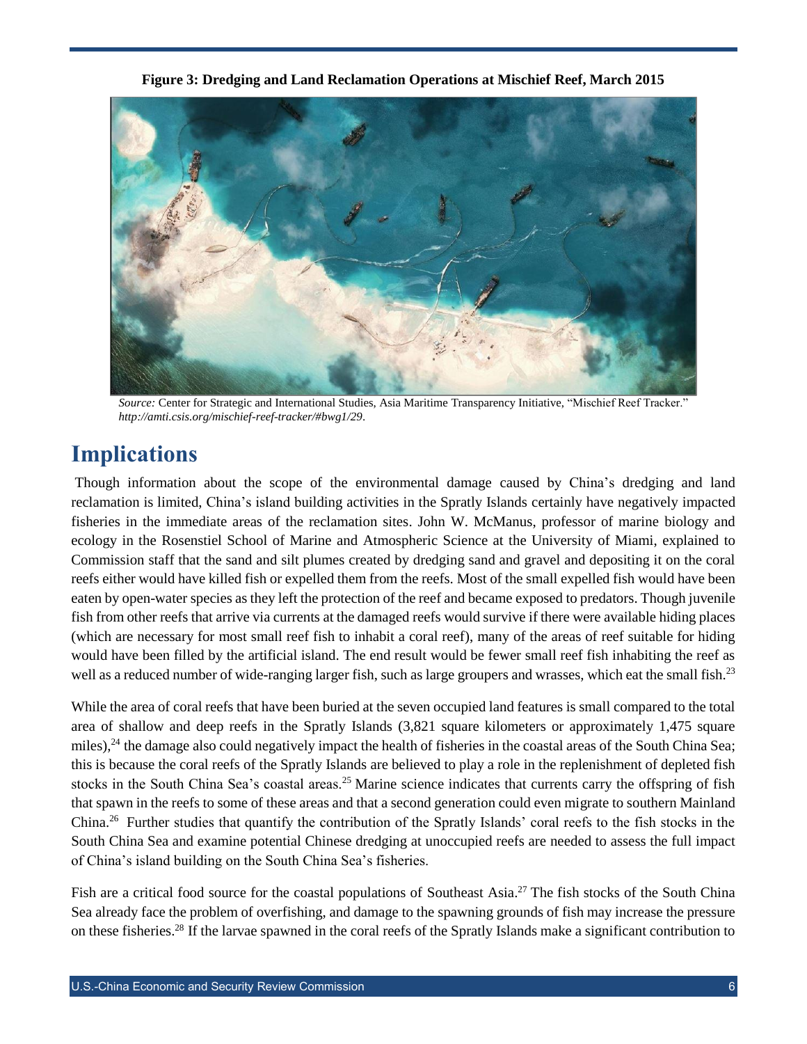**Figure 3: Dredging and Land Reclamation Operations at Mischief Reef, March 2015**

*Source:* Center for Strategic and International Studies, Asia Maritime Transparency Initiative, "Mischief Reef Tracker." *http://amti.csis.org/mischief-reef-tracker/#bwg1/29*.

# Implications

Though information about the scope of the environmental damage caused by China's dredging and land reclamation is limited, China's island building activities in the Spratly Islands certainly have negatively impacted fisheries in the immediate areas of the reclamation sites. John W. McManus, professor of marine biology and ecology in the Rosenstiel School of Marine and Atmospheric Science at the University of Miami, explained to Commission staff that the sand and silt plumes created by dredging sand and gravel and depositing it on the coral reefs either would have killed fish or expelled them from the reefs. Most of the small expelled fish would have been eaten by open-water species as they left the protection of the reef and became exposed to predators. Though juvenile fish from other reefs that arrive via currents at the damaged reefs would survive if there were available hiding places (which are necessary for most small reef fish to inhabit a coral reef), many of the areas of reef suitable for hiding would have been filled by the artificial island. The end result would be fewer small reef fish inhabiting the reef as well as a reduced number of wide-ranging larger fish, such as large groupers and wrasses, which eat the small fish.[23]

While the area of coral reefs that have been buried at the seven occupied land features is small compared to the total area of shallow and deep reefs in the Spratly Islands (3,821 square kilometers or approximately 1,475 square miles),[24] the damage also could negatively impact the health of fisheries in the coastal areas of the South China Sea; this is because the coral reefs of the Spratly Islands are believed to play a role in the replenishment of depleted fish stocks in the South China Sea's coastal areas.[25] Marine science indicates that currents carry the offspring of fish that spawn in the reefs to some of these areas and that a second generation could even migrate to southern Mainland China.[26] Further studies that quantify the contribution of the Spratly Islands' coral reefs to the fish stocks in the South China Sea and examine potential Chinese dredging at unoccupied reefs are needed to assess the full impact of China's island building on the South China Sea's fisheries.

Fish are a critical food source for the coastal populations of Southeast Asia.[27] The fish stocks of the South China Sea already face the problem of overfishing, and damage to the spawning grounds of fish may increase the pressure on these fisheries.[28] If the larvae spawned in the coral reefs of the Spratly Islands make a significant contribution to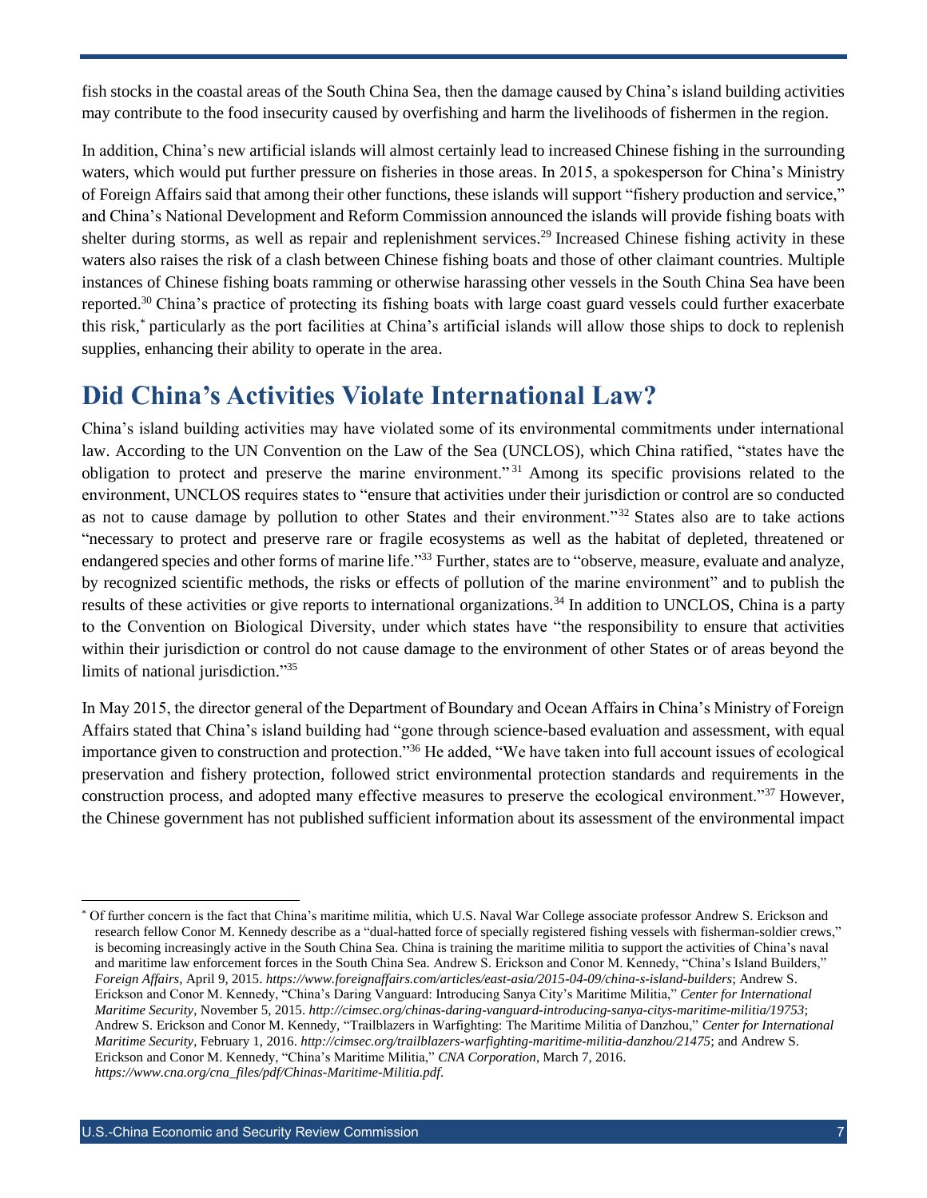fish stocks in the coastal areas of the South China Sea, then the damage caused by China's island building activities may contribute to the food insecurity caused by overfishing and harm the livelihoods of fishermen in the region.

In addition, China's new artificial islands will almost certainly lead to increased Chinese fishing in the surrounding waters, which would put further pressure on fisheries in those areas. In 2015, a spokesperson for China's Ministry of Foreign Affairs said that among their other functions, these islands will support "fishery production and service," and China's National Development and Reform Commission announced the islands will provide fishing boats with shelter during storms, as well as repair and replenishment services.[29] Increased Chinese fishing activity in these waters also raises the risk of a clash between Chinese fishing boats and those of other claimant countries. Multiple instances of Chinese fishing boats ramming or otherwise harassing other vessels in the South China Sea have been reported.[30] China's practice of protecting its fishing boats with large coast guard vessels could further exacerbate this risk,[*] particularly as the port facilities at China's artificial islands will allow those ships to dock to replenish supplies, enhancing their ability to operate in the area.

## Did China's Activities Violate International Law?

China's island building activities may have violated some of its environmental commitments under international law. According to the UN Convention on the Law of the Sea (UNCLOS), which China ratified, "states have the obligation to protect and preserve the marine environment."[31] Among its specific provisions related to the environment, UNCLOS requires states to "ensure that activities under their jurisdiction or control are so conducted as not to cause damage by pollution to other States and their environment."[32] States also are to take actions "necessary to protect and preserve rare or fragile ecosystems as well as the habitat of depleted, threatened or endangered species and other forms of marine life."[33] Further, states are to "observe, measure, evaluate and analyze, by recognized scientific methods, the risks or effects of pollution of the marine environment" and to publish the results of these activities or give reports to international organizations.[34] In addition to UNCLOS, China is a party to the Convention on Biological Diversity, under which states have "the responsibility to ensure that activities within their jurisdiction or control do not cause damage to the environment of other States or of areas beyond the limits of national jurisdiction."[35]

In May 2015, the director general of the Department of Boundary and Ocean Affairs in China's Ministry of Foreign Affairs stated that China's island building had "gone through science-based evaluation and assessment, with equal importance given to construction and protection."[36] He added, "We have taken into full account issues of ecological preservation and fishery protection, followed strict environmental protection standards and requirements in the construction process, and adopted many effective measures to preserve the ecological environment."[37] However, the Chinese government has not published sufficient information about its assessment of the environmental impact

---

[*] Of further concern is the fact that China's maritime militia, which U.S. Naval War College associate professor Andrew S. Erickson and research fellow Conor M. Kennedy describe as a "dual-hatted force of specially registered fishing vessels with fisherman-soldier crews," is becoming increasingly active in the South China Sea. China is training the maritime militia to support the activities of China's naval and maritime law enforcement forces in the South China Sea. Andrew S. Erickson and Conor M. Kennedy, "China's Island Builders," *Foreign Affairs*, April 9, 2015. *https://www.foreignaffairs.com/articles/east-asia/2015-04-09/china-s-island-builders*; Andrew S. Erickson and Conor M. Kennedy, "China's Daring Vanguard: Introducing Sanya City's Maritime Militia," *Center for International Maritime Security*, November 5, 2015. *http://cimsec.org/chinas-daring-vanguard-introducing-sanya-citys-maritime-militia/19753*; Andrew S. Erickson and Conor M. Kennedy, "Trailblazers in Warfighting: The Maritime Militia of Danzhou," *Center for International Maritime Security*, February 1, 2016. *http://cimsec.org/trailblazers-warfighting-maritime-militia-danzhou/21475*; and Andrew S. Erickson and Conor M. Kennedy, "China's Maritime Militia," *CNA Corporation*, March 7, 2016. *https://www.cna.org/cna_files/pdf/Chinas-Maritime-Militia.pdf*.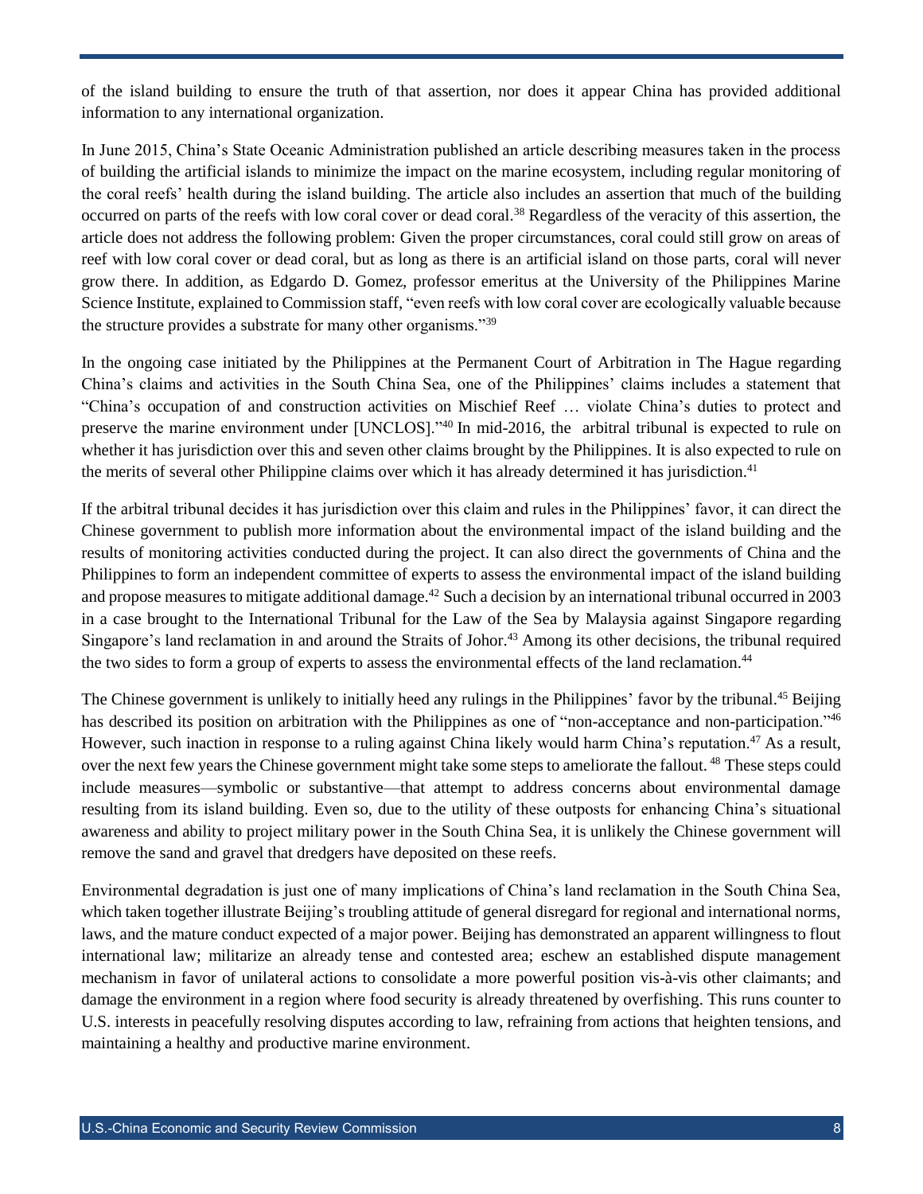of the island building to ensure the truth of that assertion, nor does it appear China has provided additional information to any international organization.

In June 2015, China's State Oceanic Administration published an article describing measures taken in the process of building the artificial islands to minimize the impact on the marine ecosystem, including regular monitoring of the coral reefs' health during the island building. The article also includes an assertion that much of the building occurred on parts of the reefs with low coral cover or dead coral.[38] Regardless of the veracity of this assertion, the article does not address the following problem: Given the proper circumstances, coral could still grow on areas of reef with low coral cover or dead coral, but as long as there is an artificial island on those parts, coral will never grow there. In addition, as Edgardo D. Gomez, professor emeritus at the University of the Philippines Marine Science Institute, explained to Commission staff, "even reefs with low coral cover are ecologically valuable because the structure provides a substrate for many other organisms."[39]

In the ongoing case initiated by the Philippines at the Permanent Court of Arbitration in The Hague regarding China's claims and activities in the South China Sea, one of the Philippines' claims includes a statement that "China's occupation of and construction activities on Mischief Reef … violate China's duties to protect and preserve the marine environment under [UNCLOS]."[40] In mid-2016, the arbitral tribunal is expected to rule on whether it has jurisdiction over this and seven other claims brought by the Philippines. It is also expected to rule on the merits of several other Philippine claims over which it has already determined it has jurisdiction.[41]

If the arbitral tribunal decides it has jurisdiction over this claim and rules in the Philippines' favor, it can direct the Chinese government to publish more information about the environmental impact of the island building and the results of monitoring activities conducted during the project. It can also direct the governments of China and the Philippines to form an independent committee of experts to assess the environmental impact of the island building and propose measures to mitigate additional damage.[42] Such a decision by an international tribunal occurred in 2003 in a case brought to the International Tribunal for the Law of the Sea by Malaysia against Singapore regarding Singapore's land reclamation in and around the Straits of Johor.[43] Among its other decisions, the tribunal required the two sides to form a group of experts to assess the environmental effects of the land reclamation.[44]

The Chinese government is unlikely to initially heed any rulings in the Philippines' favor by the tribunal.[45] Beijing has described its position on arbitration with the Philippines as one of "non-acceptance and non-participation."[46] However, such inaction in response to a ruling against China likely would harm China's reputation.[47] As a result, over the next few years the Chinese government might take some steps to ameliorate the fallout.[48] These steps could include measures—symbolic or substantive—that attempt to address concerns about environmental damage resulting from its island building. Even so, due to the utility of these outposts for enhancing China's situational awareness and ability to project military power in the South China Sea, it is unlikely the Chinese government will remove the sand and gravel that dredgers have deposited on these reefs.

Environmental degradation is just one of many implications of China's land reclamation in the South China Sea, which taken together illustrate Beijing's troubling attitude of general disregard for regional and international norms, laws, and the mature conduct expected of a major power. Beijing has demonstrated an apparent willingness to flout international law; militarize an already tense and contested area; eschew an established dispute management mechanism in favor of unilateral actions to consolidate a more powerful position vis-à-vis other claimants; and damage the environment in a region where food security is already threatened by overfishing. This runs counter to U.S. interests in peacefully resolving disputes according to law, refraining from actions that heighten tensions, and maintaining a healthy and productive marine environment.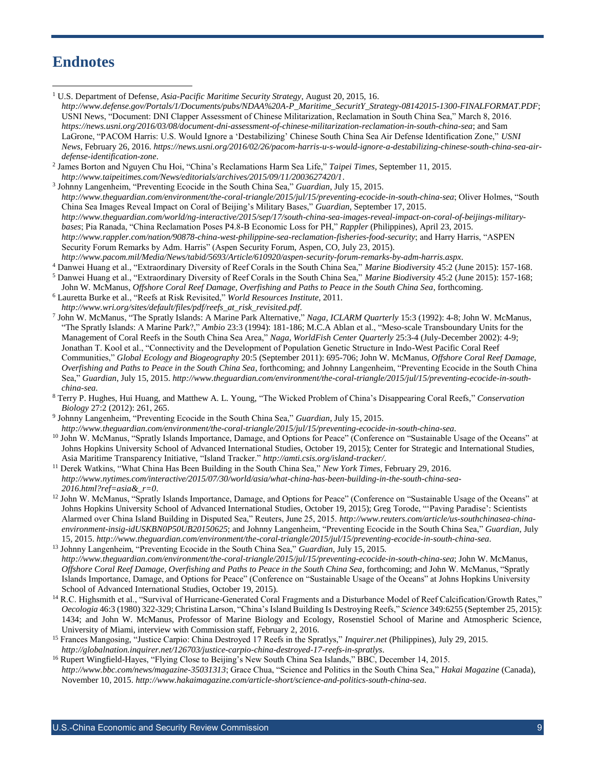# Endnotes

[1] U.S. Department of Defense, *Asia-Pacific Maritime Security Strategy*, August 20, 2015, 16. *http://www.defense.gov/Portals/1/Documents/pubs/NDAA%20A-P_Maritime_SecuritY_Strategy-08142015-1300-FINALFORMAT.PDF*; USNI News, "Document: DNI Clapper Assessment of Chinese Militarization, Reclamation in South China Sea," March 8, 2016. *https://news.usni.org/2016/03/08/document-dni-assessment-of-chinese-militarization-reclamation-in-south-china-sea*; and Sam LaGrone, "PACOM Harris: U.S. Would Ignore a 'Destabilizing' Chinese South China Sea Air Defense Identification Zone," *USNI News*, February 26, 2016. *https://news.usni.org/2016/02/26/pacom-harris-u-s-would-ignore-a-destabilizing-chinese-south-china-sea-air-defense-identification-zone*.

[2] James Borton and Nguyen Chu Hoi, "China's Reclamations Harm Sea Life," *Taipei Times*, September 11, 2015. *http://www.taipeitimes.com/News/editorials/archives/2015/09/11/2003627420/1*.

[3] Johnny Langenheim, "Preventing Ecocide in the South China Sea," *Guardian*, July 15, 2015. *http://www.theguardian.com/environment/the-coral-triangle/2015/jul/15/preventing-ecocide-in-south-china-sea*; Oliver Holmes, "South China Sea Images Reveal Impact on Coral of Beijing's Military Bases," *Guardian*, September 17, 2015. *http://www.theguardian.com/world/ng-interactive/2015/sep/17/south-china-sea-images-reveal-impact-on-coral-of-beijings-military-bases*; Pia Ranada, "China Reclamation Poses P4.8-B Economic Loss for PH," *Rappler* (Philippines), April 23, 2015. *http://www.rappler.com/nation/90878-china-west-philippine-sea-reclamation-fisheries-food-security*; and Harry Harris, "ASPEN Security Forum Remarks by Adm. Harris" (Aspen Security Forum, Aspen, CO, July 23, 2015). *http://www.pacom.mil/Media/News/tabid/5693/Article/610920/aspen-security-forum-remarks-by-adm-harris.aspx*.

[4] Danwei Huang et al., "Extraordinary Diversity of Reef Corals in the South China Sea," *Marine Biodiversity* 45:2 (June 2015): 157-168.

[5] Danwei Huang et al., "Extraordinary Diversity of Reef Corals in the South China Sea," *Marine Biodiversity* 45:2 (June 2015): 157-168; John W. McManus, *Offshore Coral Reef Damage, Overfishing and Paths to Peace in the South China Sea*, forthcoming.

[6] Lauretta Burke et al., "Reefs at Risk Revisited," *World Resources Institute*, 2011. *http://www.wri.org/sites/default/files/pdf/reefs_at_risk_revisited.pdf*.

[7] John W. McManus, "The Spratly Islands: A Marine Park Alternative," *Naga, ICLARM Quarterly* 15:3 (1992): 4-8; John W. McManus, "The Spratly Islands: A Marine Park?," *Ambio* 23:3 (1994): 181-186; M.C.A Ablan et al., "Meso-scale Transboundary Units for the Management of Coral Reefs in the South China Sea Area," *Naga, WorldFish Center Quarterly* 25:3-4 (July-December 2002): 4-9; Jonathan T. Kool et al., "Connectivity and the Development of Population Genetic Structure in Indo-West Pacific Coral Reef Communities," *Global Ecology and Biogeography* 20:5 (September 2011): 695-706; John W. McManus, *Offshore Coral Reef Damage, Overfishing and Paths to Peace in the South China Sea*, forthcoming; and Johnny Langenheim, "Preventing Ecocide in the South China Sea," *Guardian*, July 15, 2015. *http://www.theguardian.com/environment/the-coral-triangle/2015/jul/15/preventing-ecocide-in-south-china-sea*.

[8] Terry P. Hughes, Hui Huang, and Matthew A. L. Young, "The Wicked Problem of China's Disappearing Coral Reefs," *Conservation Biology* 27:2 (2012): 261, 265.

[9] Johnny Langenheim, "Preventing Ecocide in the South China Sea," *Guardian*, July 15, 2015. *http://www.theguardian.com/environment/the-coral-triangle/2015/jul/15/preventing-ecocide-in-south-china-sea*.

[10] John W. McManus, "Spratly Islands Importance, Damage, and Options for Peace" (Conference on "Sustainable Usage of the Oceans" at Johns Hopkins University School of Advanced International Studies, October 19, 2015); Center for Strategic and International Studies, Asia Maritime Transparency Initiative, "Island Tracker." *http://amti.csis.org/island-tracker/*.

[11] Derek Watkins, "What China Has Been Building in the South China Sea," *New York Times*, February 29, 2016. *http://www.nytimes.com/interactive/2015/07/30/world/asia/what-china-has-been-building-in-the-south-china-sea-2016.html?ref=asia&_r=0*.

[12] John W. McManus, "Spratly Islands Importance, Damage, and Options for Peace" (Conference on "Sustainable Usage of the Oceans" at Johns Hopkins University School of Advanced International Studies, October 19, 2015); Greg Torode, "'Paving Paradise': Scientists Alarmed over China Island Building in Disputed Sea," Reuters, June 25, 2015. *http://www.reuters.com/article/us-southchinasea-china-environment-insig-idUSKBN0P50UB20150625*; and Johnny Langenheim, "Preventing Ecocide in the South China Sea," *Guardian*, July 15, 2015. *http://www.theguardian.com/environment/the-coral-triangle/2015/jul/15/preventing-ecocide-in-south-china-sea*.

[13] Johnny Langenheim, "Preventing Ecocide in the South China Sea," *Guardian*, July 15, 2015. *http://www.theguardian.com/environment/the-coral-triangle/2015/jul/15/preventing-ecocide-in-south-china-sea*; John W. McManus, *Offshore Coral Reef Damage, Overfishing and Paths to Peace in the South China Sea*, forthcoming; and John W. McManus, "Spratly Islands Importance, Damage, and Options for Peace" (Conference on "Sustainable Usage of the Oceans" at Johns Hopkins University School of Advanced International Studies, October 19, 2015).

[14] R.C. Highsmith et al., "Survival of Hurricane-Generated Coral Fragments and a Disturbance Model of Reef Calcification/Growth Rates," *Oecologia* 46:3 (1980) 322-329; Christina Larson, "China's Island Building Is Destroying Reefs," *Science* 349:6255 (September 25, 2015): 1434; and John W. McManus, Professor of Marine Biology and Ecology, Rosenstiel School of Marine and Atmospheric Science, University of Miami, interview with Commission staff, February 2, 2016.

[15] Frances Mangosing, "Justice Carpio: China Destroyed 17 Reefs in the Spratlys," *Inquirer.net* (Philippines), July 29, 2015. *http://globalnation.inquirer.net/126703/justice-carpio-china-destroyed-17-reefs-in-spratlys*.

[16] Rupert Wingfield-Hayes, "Flying Close to Beijing's New South China Sea Islands," BBC, December 14, 2015. *http://www.bbc.com/news/magazine-35031313*; Grace Chua, "Science and Politics in the South China Sea," *Hakai Magazine* (Canada), November 10, 2015. *http://www.hakaimagazine.com/article-short/science-and-politics-south-china-sea*.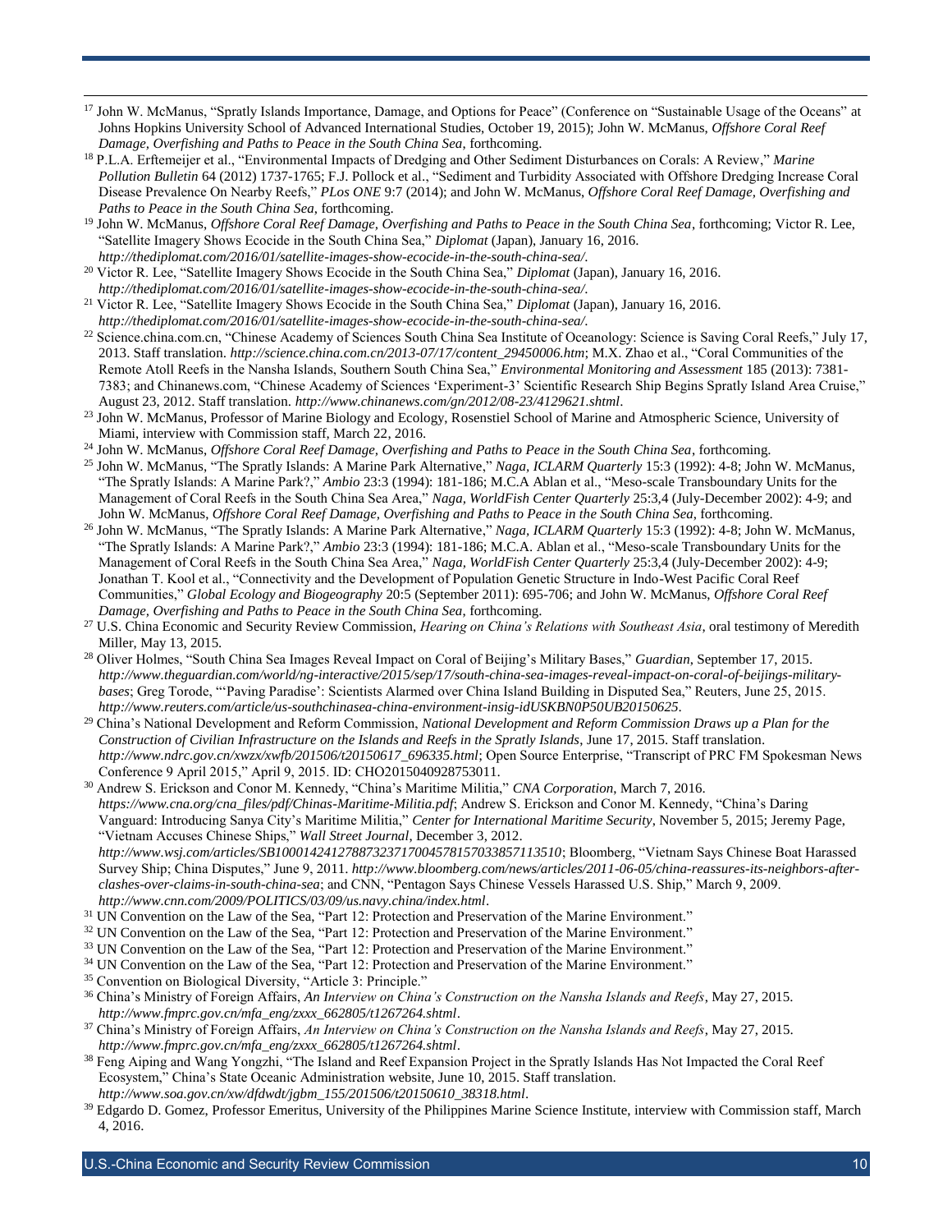[17] John W. McManus, "Spratly Islands Importance, Damage, and Options for Peace" (Conference on "Sustainable Usage of the Oceans" at Johns Hopkins University School of Advanced International Studies, October 19, 2015); John W. McManus, *Offshore Coral Reef Damage, Overfishing and Paths to Peace in the South China Sea*, forthcoming.

[18] P.L.A. Erftemeijer et al., "Environmental Impacts of Dredging and Other Sediment Disturbances on Corals: A Review," *Marine Pollution Bulletin* 64 (2012) 1737-1765; F.J. Pollock et al., "Sediment and Turbidity Associated with Offshore Dredging Increase Coral Disease Prevalence On Nearby Reefs," *PLos ONE* 9:7 (2014); and John W. McManus, *Offshore Coral Reef Damage, Overfishing and Paths to Peace in the South China Sea*, forthcoming.

[19] John W. McManus, *Offshore Coral Reef Damage, Overfishing and Paths to Peace in the South China Sea*, forthcoming; Victor R. Lee, "Satellite Imagery Shows Ecocide in the South China Sea," *Diplomat* (Japan), January 16, 2016. *http://thediplomat.com/2016/01/satellite-images-show-ecocide-in-the-south-china-sea/*.

[20] Victor R. Lee, "Satellite Imagery Shows Ecocide in the South China Sea," *Diplomat* (Japan), January 16, 2016. *http://thediplomat.com/2016/01/satellite-images-show-ecocide-in-the-south-china-sea/*.

[21] Victor R. Lee, "Satellite Imagery Shows Ecocide in the South China Sea," *Diplomat* (Japan), January 16, 2016. *http://thediplomat.com/2016/01/satellite-images-show-ecocide-in-the-south-china-sea/*.

[22] Science.china.com.cn, "Chinese Academy of Sciences South China Sea Institute of Oceanology: Science is Saving Coral Reefs," July 17, 2013. Staff translation. *http://science.china.com.cn/2013-07/17/content_29450006.htm*; M.X. Zhao et al., "Coral Communities of the Remote Atoll Reefs in the Nansha Islands, Southern South China Sea," *Environmental Monitoring and Assessment* 185 (2013): 7381-7383; and Chinanews.com, "Chinese Academy of Sciences 'Experiment-3' Scientific Research Ship Begins Spratly Island Area Cruise," August 23, 2012. Staff translation. *http://www.chinanews.com/gn/2012/08-23/4129621.shtml*.

[23] John W. McManus, Professor of Marine Biology and Ecology, Rosenstiel School of Marine and Atmospheric Science, University of Miami, interview with Commission staff, March 22, 2016.

[24] John W. McManus, *Offshore Coral Reef Damage, Overfishing and Paths to Peace in the South China Sea*, forthcoming.

[25] John W. McManus, "The Spratly Islands: A Marine Park Alternative," *Naga, ICLARM Quarterly* 15:3 (1992): 4-8; John W. McManus, "The Spratly Islands: A Marine Park?," *Ambio* 23:3 (1994): 181-186; M.C.A Ablan et al., "Meso-scale Transboundary Units for the Management of Coral Reefs in the South China Sea Area," *Naga, WorldFish Center Quarterly* 25:3,4 (July-December 2002): 4-9; and John W. McManus, *Offshore Coral Reef Damage, Overfishing and Paths to Peace in the South China Sea*, forthcoming.

[26] John W. McManus, "The Spratly Islands: A Marine Park Alternative," *Naga, ICLARM Quarterly* 15:3 (1992): 4-8; John W. McManus, "The Spratly Islands: A Marine Park?," *Ambio* 23:3 (1994): 181-186; M.C.A. Ablan et al., "Meso-scale Transboundary Units for the Management of Coral Reefs in the South China Sea Area," *Naga, WorldFish Center Quarterly* 25:3,4 (July-December 2002): 4-9; Jonathan T. Kool et al., "Connectivity and the Development of Population Genetic Structure in Indo-West Pacific Coral Reef Communities," *Global Ecology and Biogeography* 20:5 (September 2011): 695-706; and John W. McManus, *Offshore Coral Reef Damage, Overfishing and Paths to Peace in the South China Sea*, forthcoming.

[27] U.S. China Economic and Security Review Commission, *Hearing on China's Relations with Southeast Asia*, oral testimony of Meredith Miller, May 13, 2015.

[28] Oliver Holmes, "South China Sea Images Reveal Impact on Coral of Beijing's Military Bases," *Guardian*, September 17, 2015. *http://www.theguardian.com/world/ng-interactive/2015/sep/17/south-china-sea-images-reveal-impact-on-coral-of-beijings-military-bases*; Greg Torode, "'Paving Paradise': Scientists Alarmed over China Island Building in Disputed Sea," Reuters, June 25, 2015. *http://www.reuters.com/article/us-southchinasea-china-environment-insig-idUSKBN0P50UB20150625*.

[29] China's National Development and Reform Commission, *National Development and Reform Commission Draws up a Plan for the Construction of Civilian Infrastructure on the Islands and Reefs in the Spratly Islands*, June 17, 2015. Staff translation. *http://www.ndrc.gov.cn/xwzx/xwfb/201506/t20150617_696335.html*; Open Source Enterprise, "Transcript of PRC FM Spokesman News Conference 9 April 2015," April 9, 2015. ID: CHO2015040928753011.

[30] Andrew S. Erickson and Conor M. Kennedy, "China's Maritime Militia," *CNA Corporation*, March 7, 2016. *https://www.cna.org/cna_files/pdf/Chinas-Maritime-Militia.pdf*; Andrew S. Erickson and Conor M. Kennedy, "China's Daring Vanguard: Introducing Sanya City's Maritime Militia," *Center for International Maritime Security*, November 5, 2015; Jeremy Page, "Vietnam Accuses Chinese Ships," *Wall Street Journal*, December 3, 2012. *http://www.wsj.com/articles/SB10001424127887323717004578157033857113510*; Bloomberg, "Vietnam Says Chinese Boat Harassed Survey Ship; China Disputes," June 9, 2011. *http://www.bloomberg.com/news/articles/2011-06-05/china-reassures-its-neighbors-after-clashes-over-claims-in-south-china-sea*; and CNN, "Pentagon Says Chinese Vessels Harassed U.S. Ship," March 9, 2009. *http://www.cnn.com/2009/POLITICS/03/09/us.navy.china/index.html*.

[31] UN Convention on the Law of the Sea, "Part 12: Protection and Preservation of the Marine Environment."

[32] UN Convention on the Law of the Sea, "Part 12: Protection and Preservation of the Marine Environment."

[33] UN Convention on the Law of the Sea, "Part 12: Protection and Preservation of the Marine Environment."

[34] UN Convention on the Law of the Sea, "Part 12: Protection and Preservation of the Marine Environment."

[35] Convention on Biological Diversity, "Article 3: Principle."

[36] China's Ministry of Foreign Affairs, *An Interview on China's Construction on the Nansha Islands and Reefs*, May 27, 2015. *http://www.fmprc.gov.cn/mfa_eng/zxxx_662805/t1267264.shtml*.

[37] China's Ministry of Foreign Affairs, *An Interview on China's Construction on the Nansha Islands and Reefs*, May 27, 2015. *http://www.fmprc.gov.cn/mfa_eng/zxxx_662805/t1267264.shtml*.

[38] Feng Aiping and Wang Yongzhi, "The Island and Reef Expansion Project in the Spratly Islands Has Not Impacted the Coral Reef Ecosystem," China's State Oceanic Administration website, June 10, 2015. Staff translation. *http://www.soa.gov.cn/xw/dfdwdt/jgbm_155/201506/t20150610_38318.html*.

[39] Edgardo D. Gomez, Professor Emeritus, University of the Philippines Marine Science Institute, interview with Commission staff, March 4, 2016.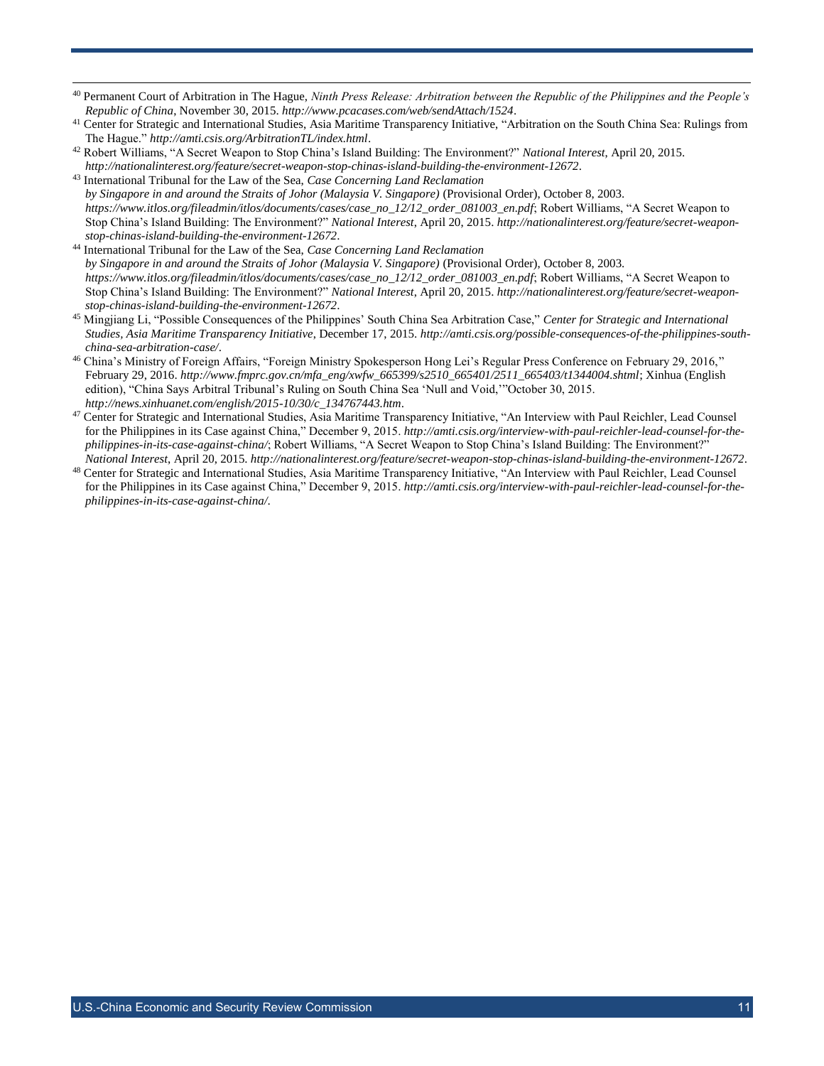[40] Permanent Court of Arbitration in The Hague, *Ninth Press Release: Arbitration between the Republic of the Philippines and the People's Republic of China*, November 30, 2015. *http://www.pcacases.com/web/sendAttach/1524*.

[41] Center for Strategic and International Studies, Asia Maritime Transparency Initiative, "Arbitration on the South China Sea: Rulings from The Hague." *http://amti.csis.org/ArbitrationTL/index.html*.

[42] Robert Williams, "A Secret Weapon to Stop China's Island Building: The Environment?" *National Interest*, April 20, 2015. *http://nationalinterest.org/feature/secret-weapon-stop-chinas-island-building-the-environment-12672*.

[43] International Tribunal for the Law of the Sea, *Case Concerning Land Reclamation by Singapore in and around the Straits of Johor (Malaysia V. Singapore)* (Provisional Order), October 8, 2003. *https://www.itlos.org/fileadmin/itlos/documents/cases/case_no_12/12_order_081003_en.pdf*; Robert Williams, "A Secret Weapon to Stop China's Island Building: The Environment?" *National Interest*, April 20, 2015. *http://nationalinterest.org/feature/secret-weapon-stop-chinas-island-building-the-environment-12672*.

[44] International Tribunal for the Law of the Sea, *Case Concerning Land Reclamation by Singapore in and around the Straits of Johor (Malaysia V. Singapore)* (Provisional Order), October 8, 2003. *https://www.itlos.org/fileadmin/itlos/documents/cases/case_no_12/12_order_081003_en.pdf*; Robert Williams, "A Secret Weapon to Stop China's Island Building: The Environment?" *National Interest*, April 20, 2015. *http://nationalinterest.org/feature/secret-weapon-stop-chinas-island-building-the-environment-12672*.

[45] Mingjiang Li, "Possible Consequences of the Philippines' South China Sea Arbitration Case," *Center for Strategic and International Studies, Asia Maritime Transparency Initiative*, December 17, 2015. *http://amti.csis.org/possible-consequences-of-the-philippines-south-china-sea-arbitration-case/*.

[46] China's Ministry of Foreign Affairs, "Foreign Ministry Spokesperson Hong Lei's Regular Press Conference on February 29, 2016," February 29, 2016. *http://www.fmprc.gov.cn/mfa_eng/xwfw_665399/s2510_665401/2511_665403/t1344004.shtml*; Xinhua (English edition), "China Says Arbitral Tribunal's Ruling on South China Sea 'Null and Void,'"October 30, 2015. *http://news.xinhuanet.com/english/2015-10/30/c_134767443.htm*.

[47] Center for Strategic and International Studies, Asia Maritime Transparency Initiative, "An Interview with Paul Reichler, Lead Counsel for the Philippines in its Case against China," December 9, 2015. *http://amti.csis.org/interview-with-paul-reichler-lead-counsel-for-the-philippines-in-its-case-against-china/*; Robert Williams, "A Secret Weapon to Stop China's Island Building: The Environment?" *National Interest*, April 20, 2015. *http://nationalinterest.org/feature/secret-weapon-stop-chinas-island-building-the-environment-12672*.

[48] Center for Strategic and International Studies, Asia Maritime Transparency Initiative, "An Interview with Paul Reichler, Lead Counsel for the Philippines in its Case against China," December 9, 2015. *http://amti.csis.org/interview-with-paul-reichler-lead-counsel-for-the-philippines-in-its-case-against-china/*.